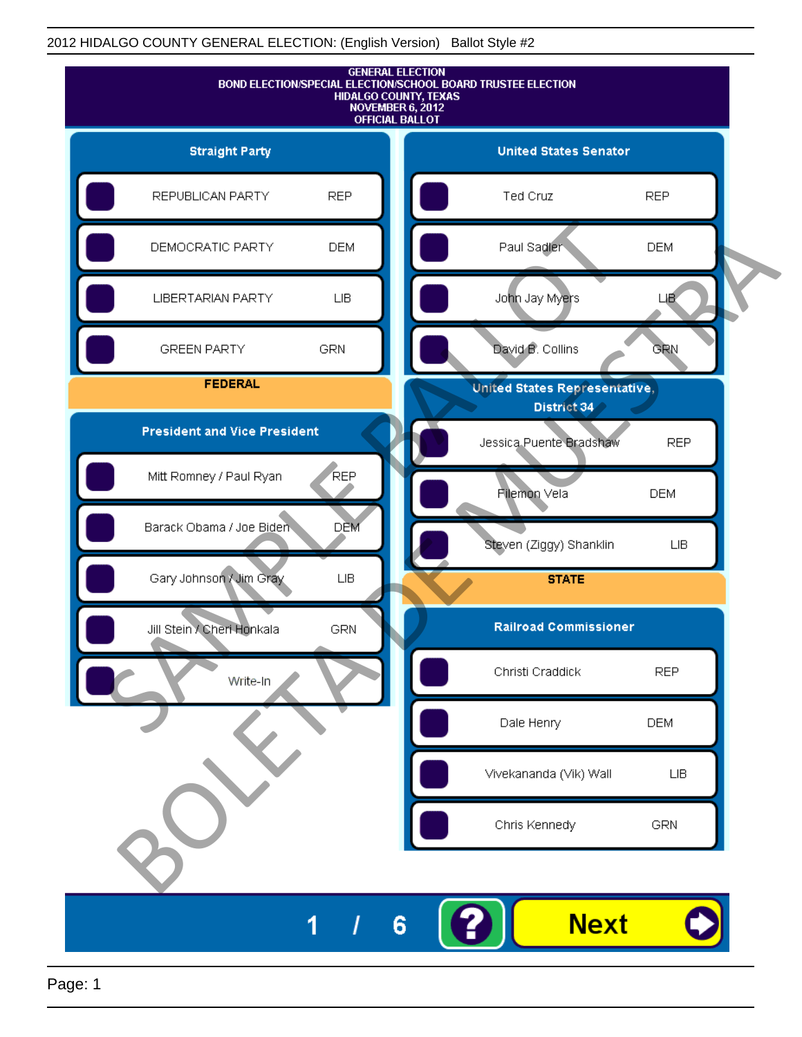2012 HIDALGO COUNTY GENERAL ELECTION: (English Version) Ballot Style #2

# GENERAL ELECTION
## BOND ELECTION/SPECIAL ELECTION/SCHOOL BOARD TRUSTEE ELECTION
HIDALGO COUNTY, TEXAS
NOVEMBER 6, 2012
OFFICIAL BALLOT

### Straight Party

| | | |
|---|---|---|
| ☐ | REPUBLICAN PARTY | REP |
| ☐ | DEMOCRATIC PARTY | DEM |
| ☐ | LIBERTARIAN PARTY | LIB |
| ☐ | GREEN PARTY | GRN |

## FEDERAL

### President and Vice President

| | | |
|---|---|---|
| ☐ | Mitt Romney / Paul Ryan | REP |
| ☐ | Barack Obama / Joe Biden | DEM |
| ☐ | Gary Johnson / Jim Gray | LIB |
| ☐ | Jill Stein / Cheri Honkala | GRN |
| ☐ | Write-In | |

### United States Senator

| | | |
|---|---|---|
| ☐ | Ted Cruz | REP |
| ☐ | Paul Sadler | DEM |
| ☐ | John Jay Myers | LIB |
| ☐ | David B. Collins | GRN |

### United States Representative, District 34

| | | |
|---|---|---|
| ☐ | Jessica Puente Bradshaw | REP |
| ☐ | Filemon Vela | DEM |
| ☐ | Steven (Ziggy) Shanklin | LIB |

## STATE

### Railroad Commissioner

| | | |
|---|---|---|
| ☐ | Christi Craddick | REP |
| ☐ | Dale Henry | DEM |
| ☐ | Vivekananda (Vik) Wall | LIB |
| ☐ | Chris Kennedy | GRN |

SAMPLE BALLOT BOLETA DE MUESTRA

1 / 6 ? Next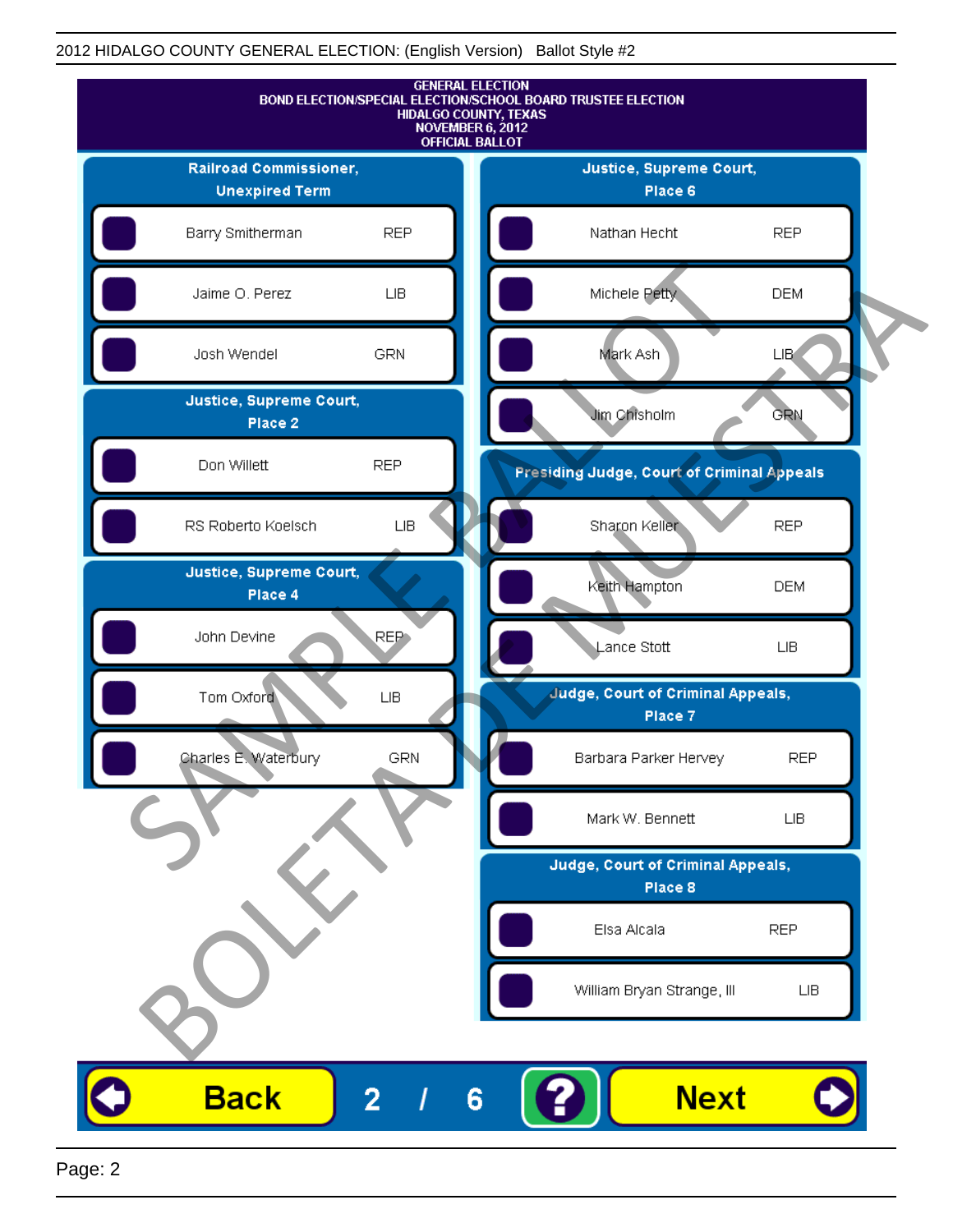2012 HIDALGO COUNTY GENERAL ELECTION: (English Version) Ballot Style #2

GENERAL ELECTION
BOND ELECTION/SPECIAL ELECTION/SCHOOL BOARD TRUSTEE ELECTION
HIDALGO COUNTY, TEXAS
NOVEMBER 6, 2012
OFFICIAL BALLOT

## Railroad Commissioner, Unexpired Term

| Candidate | Party |
|---|---|
| Barry Smitherman | REP |
| Jaime O. Perez | LIB |
| Josh Wendel | GRN |

## Justice, Supreme Court, Place 2

| Candidate | Party |
|---|---|
| Don Willett | REP |
| RS Roberto Koelsch | LIB |

## Justice, Supreme Court, Place 4

| Candidate | Party |
|---|---|
| John Devine | REP |
| Tom Oxford | LIB |
| Charles E. Waterbury | GRN |

## Justice, Supreme Court, Place 6

| Candidate | Party |
|---|---|
| Nathan Hecht | REP |
| Michele Petty | DEM |
| Mark Ash | LIB |
| Jim Chisholm | GRN |

## Presiding Judge, Court of Criminal Appeals

| Candidate | Party |
|---|---|
| Sharon Keller | REP |
| Keith Hampton | DEM |
| Lance Stott | LIB |

## Judge, Court of Criminal Appeals, Place 7

| Candidate | Party |
|---|---|
| Barbara Parker Hervey | REP |
| Mark W. Bennett | LIB |

## Judge, Court of Criminal Appeals, Place 8

| Candidate | Party |
|---|---|
| Elsa Alcala | REP |
| William Bryan Strange, III | LIB |

SAMPLE BALLOT
BOLETA DE MUESTRA

Back 2 / 6 ? Next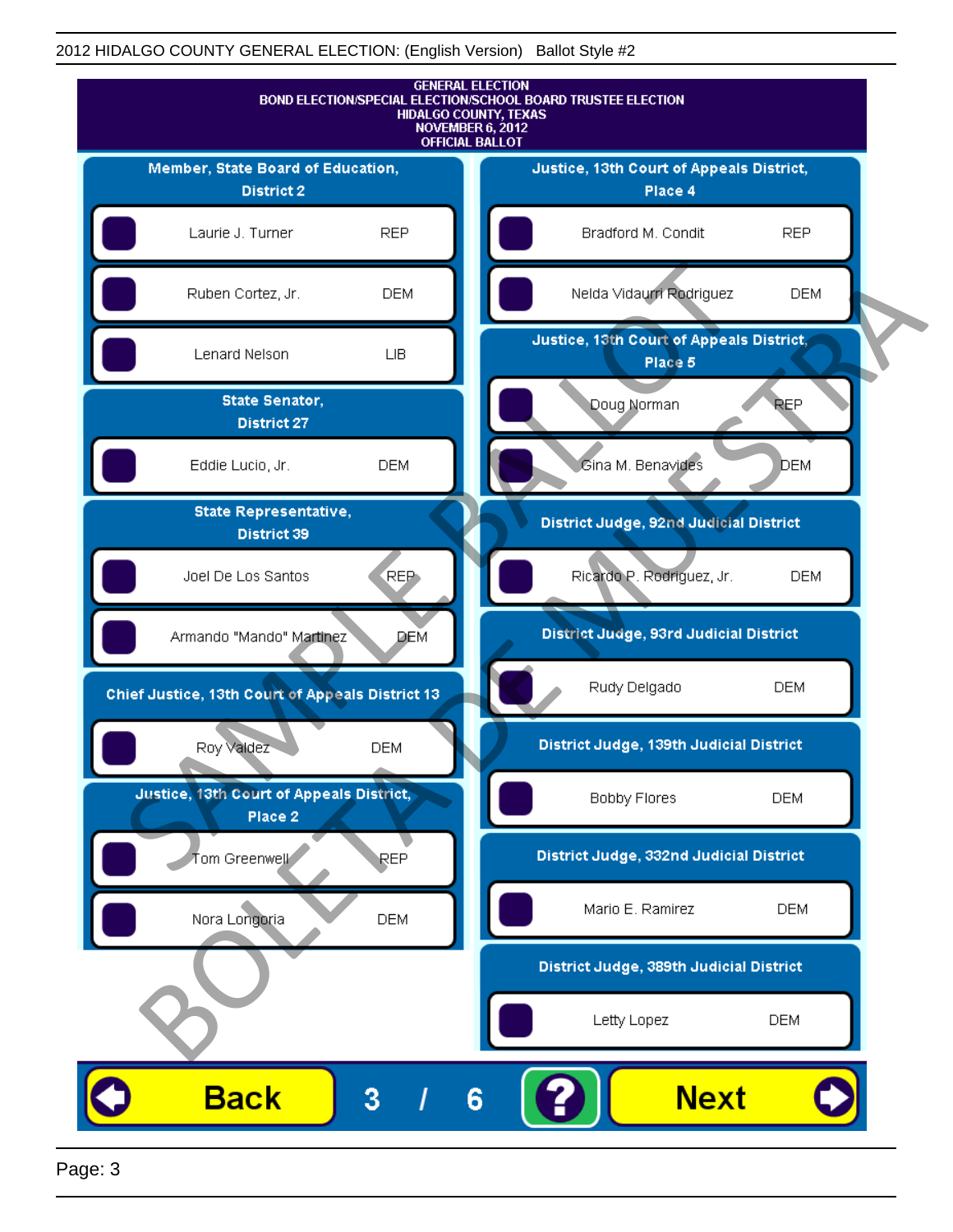GENERAL ELECTION
BOND ELECTION/SPECIAL ELECTION/SCHOOL BOARD TRUSTEE ELECTION
HIDALGO COUNTY, TEXAS
NOVEMBER 6, 2012
OFFICIAL BALLOT

## Member, State Board of Education, District 2

| Candidate | Party |
|---|---|
| Laurie J. Turner | REP |
| Ruben Cortez, Jr. | DEM |
| Lenard Nelson | LIB |

## State Senator, District 27

| Candidate | Party |
|---|---|
| Eddie Lucio, Jr. | DEM |

## State Representative, District 39

| Candidate | Party |
|---|---|
| Joel De Los Santos | REP |
| Armando "Mando" Martinez | DEM |

## Chief Justice, 13th Court of Appeals District 13

| Candidate | Party |
|---|---|
| Roy Valdez | DEM |

## Justice, 13th Court of Appeals District, Place 2

| Candidate | Party |
|---|---|
| Tom Greenwell | REP |
| Nora Longoria | DEM |

## Justice, 13th Court of Appeals District, Place 4

| Candidate | Party |
|---|---|
| Bradford M. Condit | REP |
| Nelda Vidaurri Rodriguez | DEM |

## Justice, 13th Court of Appeals District, Place 5

| Candidate | Party |
|---|---|
| Doug Norman | REP |
| Gina M. Benavides | DEM |

## District Judge, 92nd Judicial District

| Candidate | Party |
|---|---|
| Ricardo P. Rodriguez, Jr. | DEM |

## District Judge, 93rd Judicial District

| Candidate | Party |
|---|---|
| Rudy Delgado | DEM |

## District Judge, 139th Judicial District

| Candidate | Party |
|---|---|
| Bobby Flores | DEM |

## District Judge, 332nd Judicial District

| Candidate | Party |
|---|---|
| Mario E. Ramirez | DEM |

## District Judge, 389th Judicial District

| Candidate | Party |
|---|---|
| Letty Lopez | DEM |

Back 3 / 6 ? Next

SAMPLE BALLOT
BOLETA DE MUESTRA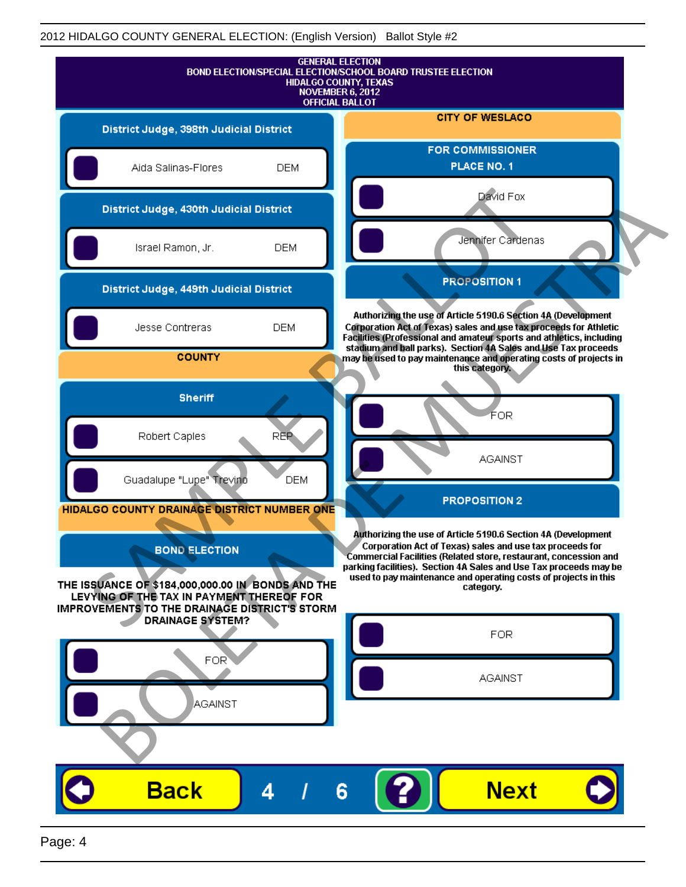# GENERAL ELECTION
## BOND ELECTION/SPECIAL ELECTION/SCHOOL BOARD TRUSTEE ELECTION
## HIDALGO COUNTY, TEXAS
## NOVEMBER 6, 2012
## OFFICIAL BALLOT

### District Judge, 398th Judicial District

- Aida Salinas-Flores DEM

### District Judge, 430th Judicial District

- Israel Ramon, Jr. DEM

### District Judge, 449th Judicial District

- Jesse Contreras DEM

## COUNTY

### Sheriff

- Robert Caples REP
- Guadalupe "Lupe" Trevino DEM

## HIDALGO COUNTY DRAINAGE DISTRICT NUMBER ONE

### BOND ELECTION

**THE ISSUANCE OF $184,000,000.00 IN BONDS AND THE LEVYING OF THE TAX IN PAYMENT THEREOF FOR IMPROVEMENTS TO THE DRAINAGE DISTRICT'S STORM DRAINAGE SYSTEM?**

- FOR
- AGAINST

## CITY OF WESLACO

### FOR COMMISSIONER PLACE NO. 1

- David Fox
- Jennifer Cardenas

### PROPOSITION 1

**Authorizing the use of Article 5190.6 Section 4A (Development Corporation Act of Texas) sales and use tax proceeds for Athletic Facilities (Professional and amateur sports and athletics, including stadium and ball parks). Section 4A Sales and Use Tax proceeds may be used to pay maintenance and operating costs of projects in this category.**

- FOR
- AGAINST

### PROPOSITION 2

**Authorizing the use of Article 5190.6 Section 4A (Development Corporation Act of Texas) sales and use tax proceeds for Commercial Facilities (Related store, restaurant, concession and parking facilities). Section 4A Sales and Use Tax proceeds may be used to pay maintenance and operating costs of projects in this category.**

- FOR
- AGAINST

Back 4 / 6 ? Next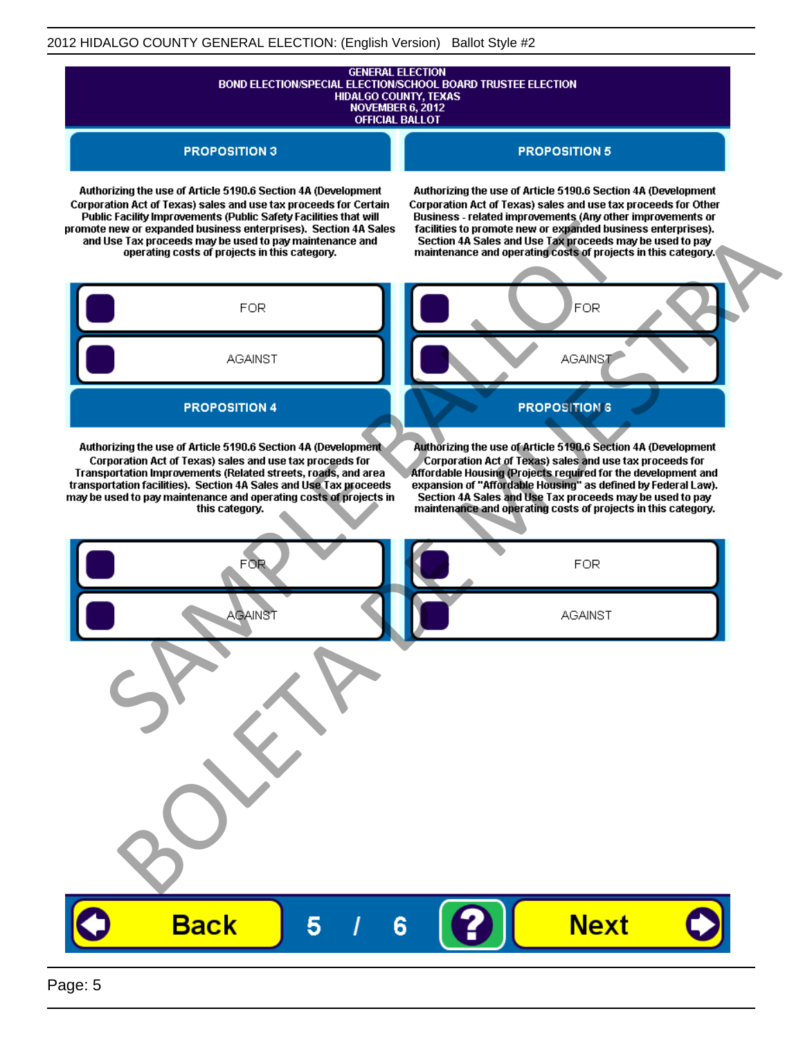GENERAL ELECTION
BOND ELECTION/SPECIAL ELECTION/SCHOOL BOARD TRUSTEE ELECTION
HIDALGO COUNTY, TEXAS
NOVEMBER 6, 2012
OFFICIAL BALLOT

## PROPOSITION 3

Authorizing the use of Article 5190.6 Section 4A (Development Corporation Act of Texas) sales and use tax proceeds for Certain Public Facility Improvements (Public Safety Facilities that will promote new or expanded business enterprises). Section 4A Sales and Use Tax proceeds may be used to pay maintenance and operating costs of projects in this category.

- FOR
- AGAINST

## PROPOSITION 4

Authorizing the use of Article 5190.6 Section 4A (Development Corporation Act of Texas) sales and use tax proceeds for Transportation Improvements (Related streets, roads, and area transportation facilities). Section 4A Sales and Use Tax proceeds may be used to pay maintenance and operating costs of projects in this category.

- FOR
- AGAINST

## PROPOSITION 5

Authorizing the use of Article 5190.6 Section 4A (Development Corporation Act of Texas) sales and use tax proceeds for Other Business - related improvements (Any other improvements or facilities to promote new or expanded business enterprises). Section 4A Sales and Use Tax proceeds may be used to pay maintenance and operating costs of projects in this category.

- FOR
- AGAINST

## PROPOSITION 6

Authorizing the use of Article 5190.6 Section 4A (Development Corporation Act of Texas) sales and use tax proceeds for Affordable Housing (Projects required for the development and expansion of "Affordable Housing" as defined by Federal Law). Section 4A Sales and Use Tax proceeds may be used to pay maintenance and operating costs of projects in this category.

- FOR
- AGAINST

SAMPLE BALLOT
BOLETA DE MUESTRA

Back 5 / 6 ? Next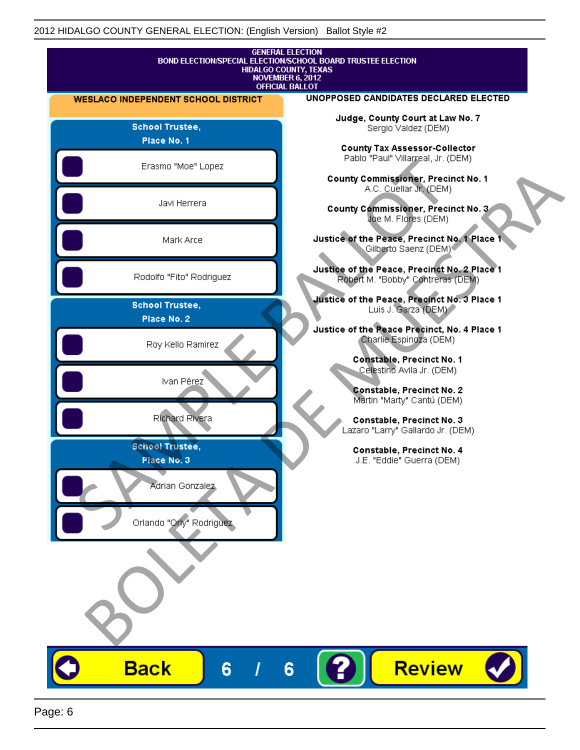2012 HIDALGO COUNTY GENERAL ELECTION: (English Version) Ballot Style #2

GENERAL ELECTION
BOND ELECTION/SPECIAL ELECTION/SCHOOL BOARD TRUSTEE ELECTION
HIDALGO COUNTY, TEXAS
NOVEMBER 6, 2012
OFFICIAL BALLOT

## WESLACO INDEPENDENT SCHOOL DISTRICT

### School Trustee, Place No. 1

- Erasmo "Moe" Lopez
- Javi Herrera
- Mark Arce
- Rodolfo "Fito" Rodriguez

### School Trustee, Place No. 2

- Roy Kello Ramirez
- Ivan Pérez
- Richard Rivera

### School Trustee, Place No. 3

- Adrian Gonzalez
- Orlando "Orly" Rodriguez

## UNOPPOSED CANDIDATES DECLARED ELECTED

**Judge, County Court at Law No. 7**
Sergio Valdez (DEM)

**County Tax Assessor-Collector**
Pablo "Paul" Villarreal, Jr. (DEM)

**County Commissioner, Precinct No. 1**
A.C. Cuellar Jr. (DEM)

**County Commissioner, Precinct No. 3**
Joe M. Flores (DEM)

**Justice of the Peace, Precinct No. 1 Place 1**
Gilberto Saenz (DEM)

**Justice of the Peace, Precinct No. 2 Place 1**
Robert M. "Bobby" Contreras (DEM)

**Justice of the Peace, Precinct No. 3 Place 1**
Luis J. Garza (DEM)

**Justice of the Peace Precinct, No. 4 Place 1**
Charlie Espinoza (DEM)

**Constable, Precinct No. 1**
Celestino Avila Jr. (DEM)

**Constable, Precinct No. 2**
Martin "Marty" Cantú (DEM)

**Constable, Precinct No. 3**
Lazaro "Larry" Gallardo Jr. (DEM)

**Constable, Precinct No. 4**
J.E. "Eddie" Guerra (DEM)

SAMPLE BALLOT BOLETA DE MUESTRA

Back 6 / 6 ? Review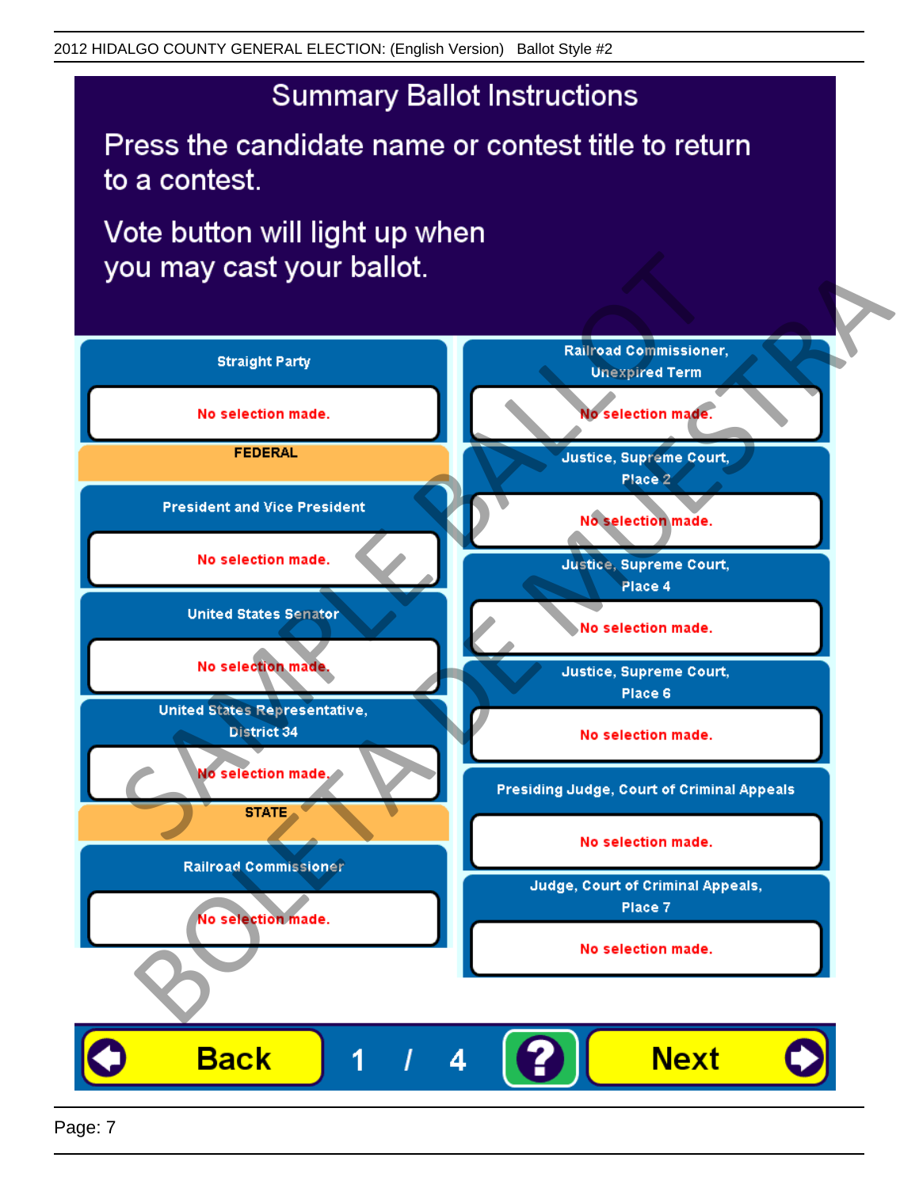2012 HIDALGO COUNTY GENERAL ELECTION: (English Version) Ballot Style #2

# Summary Ballot Instructions

Press the candidate name or contest title to return to a contest.

Vote button will light up when you may cast your ballot.

**Straight Party**

No selection made.

**FEDERAL**

**President and Vice President**

No selection made.

**United States Senator**

No selection made.

**United States Representative, District 34**

No selection made.

**STATE**

**Railroad Commissioner**

No selection made.

**Railroad Commissioner, Unexpired Term**

No selection made.

**Justice, Supreme Court, Place 2**

No selection made.

**Justice, Supreme Court, Place 4**

No selection made.

**Justice, Supreme Court, Place 6**

No selection made.

**Presiding Judge, Court of Criminal Appeals**

No selection made.

**Judge, Court of Criminal Appeals, Place 7**

No selection made.

SAMPLE BALLOT BOLETA DE MUESTRA

Back 1 / 4 ? Next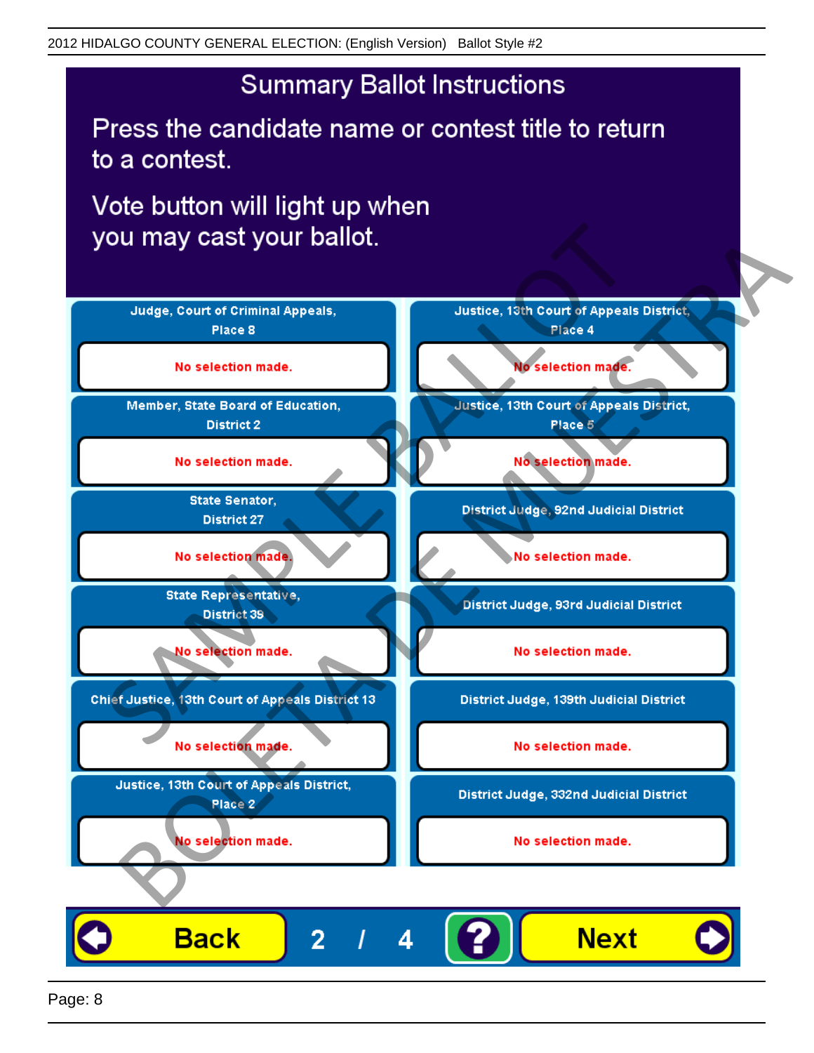# Summary Ballot Instructions

Press the candidate name or contest title to return to a contest.

Vote button will light up when you may cast your ballot.

| Contest | Selection |
| --- | --- |
| Judge, Court of Criminal Appeals, Place 8 | No selection made. |
| Member, State Board of Education, District 2 | No selection made. |
| State Senator, District 27 | No selection made. |
| State Representative, District 39 | No selection made. |
| Chief Justice, 13th Court of Appeals District 13 | No selection made. |
| Justice, 13th Court of Appeals District, Place 2 | No selection made. |
| Justice, 13th Court of Appeals District, Place 4 | No selection made. |
| Justice, 13th Court of Appeals District, Place 5 | No selection made. |
| District Judge, 92nd Judicial District | No selection made. |
| District Judge, 93rd Judicial District | No selection made. |
| District Judge, 139th Judicial District | No selection made. |
| District Judge, 332nd Judicial District | No selection made. |

SAMPLE BALLOT BOLETA DE MUESTRA

Back 2 / 4 ? Next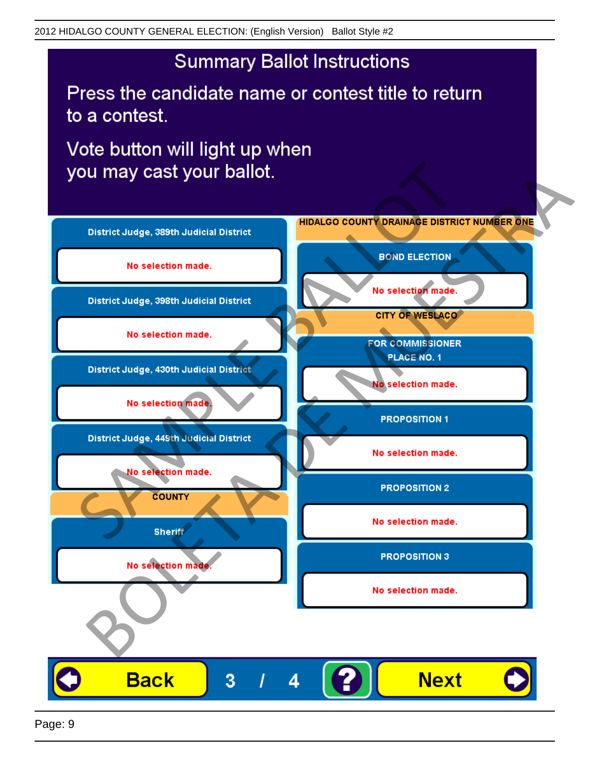# Summary Ballot Instructions

Press the candidate name or contest title to return to a contest.

Vote button will light up when you may cast your ballot.

**District Judge, 389th Judicial District**

No selection made.

**District Judge, 398th Judicial District**

No selection made.

**District Judge, 430th Judicial District**

No selection made.

**District Judge, 449th Judicial District**

No selection made.

**COUNTY**

**Sheriff**

No selection made.

**HIDALGO COUNTY DRAINAGE DISTRICT NUMBER ONE**

**BOND ELECTION**

No selection made.

**CITY OF WESLACO**

**FOR COMMISSIONER PLACE NO. 1**

No selection made.

**PROPOSITION 1**

No selection made.

**PROPOSITION 2**

No selection made.

**PROPOSITION 3**

No selection made.

Back 3 / 4 ? Next

SAMPLE BALLOT
BOLETA DE MUESTRA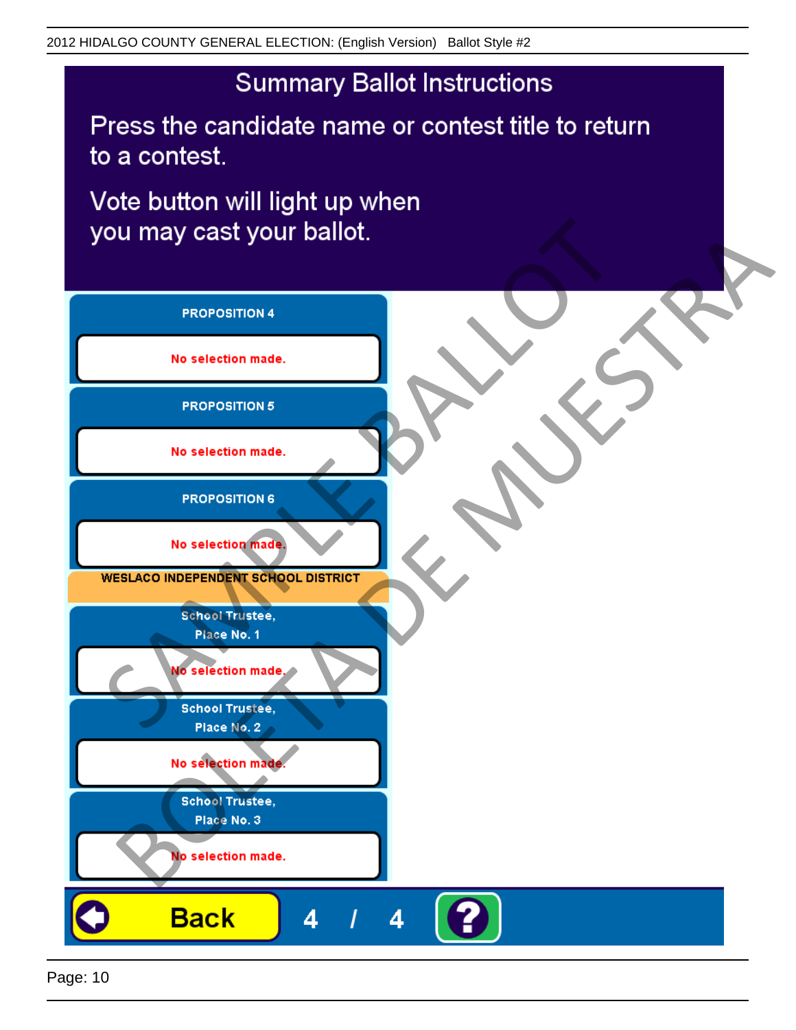# Summary Ballot Instructions

Press the candidate name or contest title to return to a contest.

Vote button will light up when you may cast your ballot.

**PROPOSITION 4**

No selection made.

**PROPOSITION 5**

No selection made.

**PROPOSITION 6**

No selection made.

**WESLACO INDEPENDENT SCHOOL DISTRICT**

**School Trustee, Place No. 1**

No selection made.

**School Trustee, Place No. 2**

No selection made.

**School Trustee, Place No. 3**

No selection made.

Back 4 / 4 ?

SAMPLE BALLOT

BOLETA DE MUESTRA